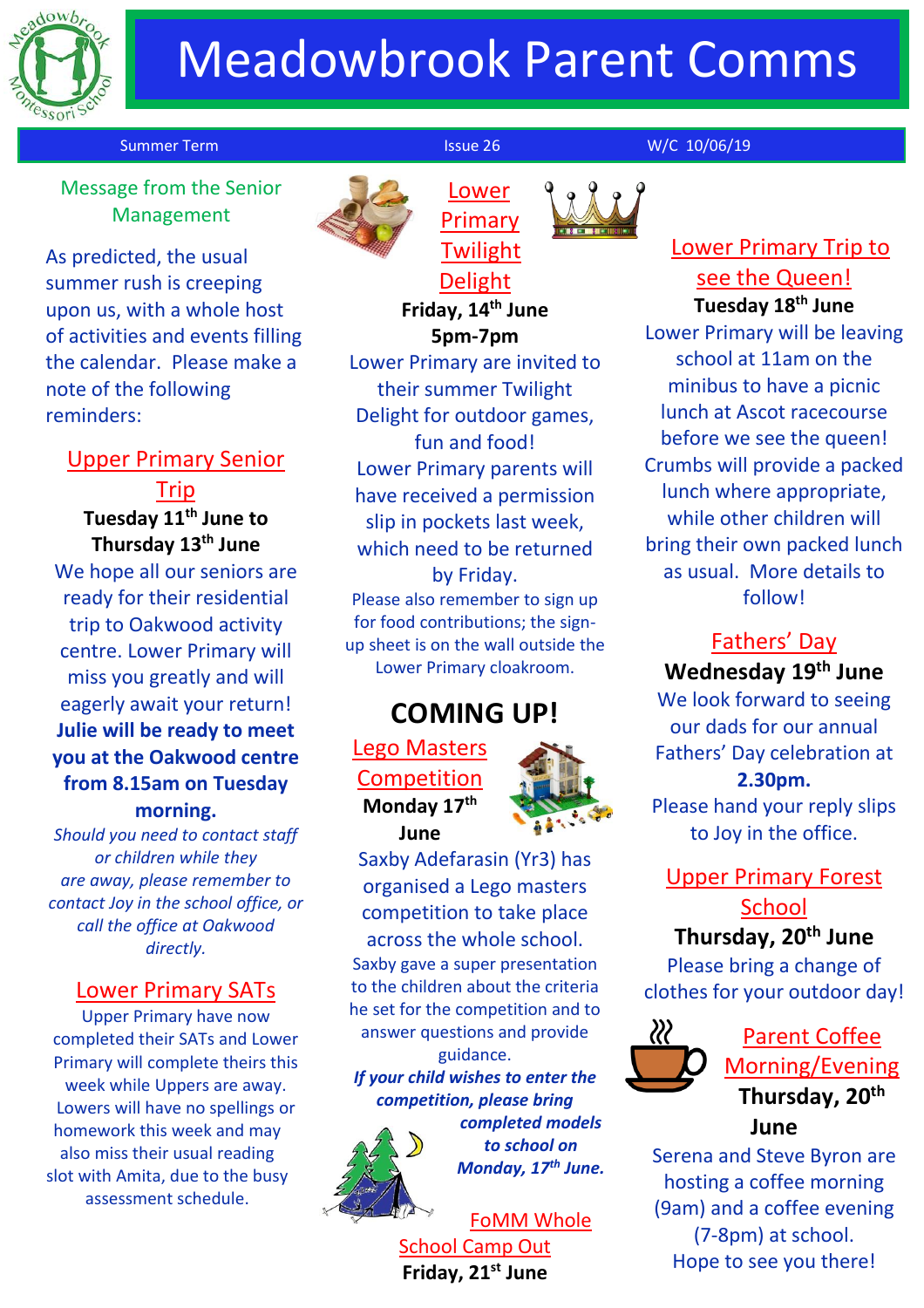# Meadowbrook Parent Comms

Summer Term | Issue 26 | W/C 10/06/19

## Message from the Senior Management

As predicted, the usual summer rush is creeping upon us, with a whole host of activities and events filling the calendar. Please make a note of the following reminders:

### Upper Primary Senior Trip

**Tuesday 11th June to Thursday 13th June**

We hope all our seniors are ready for their residential trip to Oakwood activity centre. Lower Primary will miss you greatly and will eagerly await your return!

**Julie will be ready to meet you at the Oakwood centre from 8.15am on Tuesday morning.**

*Should you need to contact staff or children while they are away, please remember to contact Joy in the school office, or call the office at Oakwood directly.*

### Lower Primary SATs

Upper Primary have now completed their SATs and Lower Primary will complete theirs this week while Uppers are away. Lowers will have no spellings or homework this week and may also miss their usual reading slot with Amita, due to the busy assessment schedule.

### Lower Primary Twilight Delight

**Friday, 14th June**

**5pm-7pm**

Lower Primary are invited to their summer Twilight Delight for outdoor games, fun and food!

Lower Primary parents will have received a permission slip in pockets last week, which need to be returned by Friday.

Please also remember to sign up for food contributions; the sign-up sheet is on the wall outside the Lower Primary cloakroom.

## COMING UP!

### Lego Masters Competition

**Monday 17th June**

Saxby Adefarasin (Yr3) has organised a Lego masters competition to take place across the whole school.

Saxby gave a super presentation to the children about the criteria he set for the competition and to answer questions and provide guidance.

***If your child wishes to enter the competition, please bring completed models to school on Monday, 17th June.***

### FoMM Whole School Camp Out

**Friday, 21st June**

### Lower Primary Trip to see the Queen!

**Tuesday 18th June**

Lower Primary will be leaving school at 11am on the minibus to have a picnic lunch at Ascot racecourse before we see the queen! Crumbs will provide a packed lunch where appropriate, while other children will bring their own packed lunch as usual. More details to follow!

### Fathers' Day

**Wednesday 19th June**

We look forward to seeing our dads for our annual Fathers' Day celebration at **2.30pm.**

Please hand your reply slips to Joy in the office.

### Upper Primary Forest School

**Thursday, 20th June**

Please bring a change of clothes for your outdoor day!

### Parent Coffee Morning/Evening

**Thursday, 20th June**

Serena and Steve Byron are hosting a coffee morning (9am) and a coffee evening (7-8pm) at school.

Hope to see you there!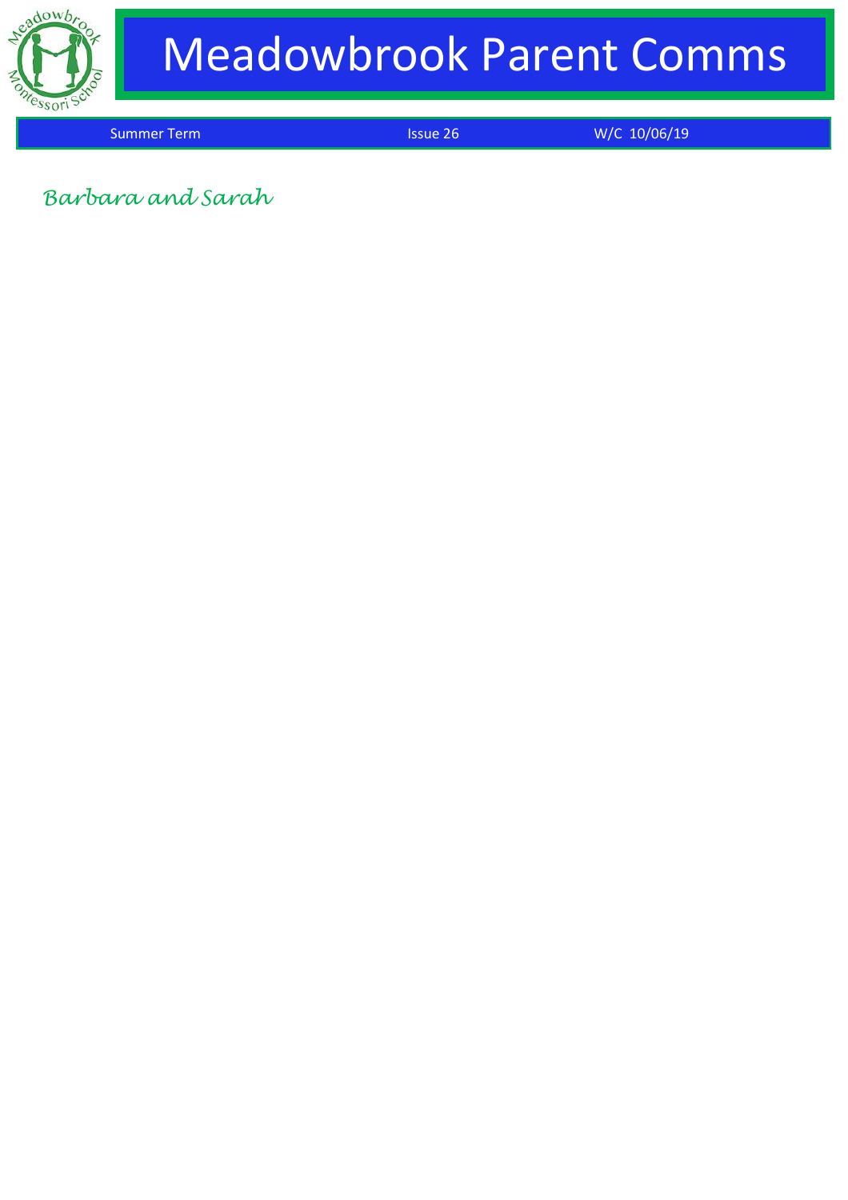*Barbara and Sarah*